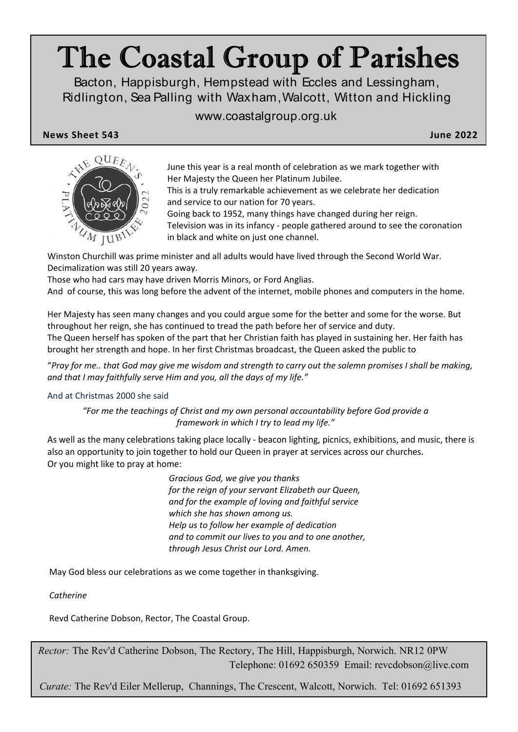# The Coastal Group of Parishes

Bacton, Happisburgh, Hempstead with Eccles and Lessingham, Ridlington, Sea Palling with Waxham, Walcott, Witton and Hickling

www.coastalgroup.org.uk

**News Sheet 543** **June 2022**

June this year is a real month of celebration as we mark together with Her Majesty the Queen her Platinum Jubilee.
This is a truly remarkable achievement as we celebrate her dedication and service to our nation for 70 years.
Going back to 1952, many things have changed during her reign.
Television was in its infancy - people gathered around to see the coronation in black and white on just one channel.

Winston Churchill was prime minister and all adults would have lived through the Second World War.
Decimalization was still 20 years away.
Those who had cars may have driven Morris Minors, or Ford Anglias.
And of course, this was long before the advent of the internet, mobile phones and computers in the home.

Her Majesty has seen many changes and you could argue some for the better and some for the worse. But throughout her reign, she has continued to tread the path before her of service and duty.
The Queen herself has spoken of the part that her Christian faith has played in sustaining her. Her faith has brought her strength and hope. In her first Christmas broadcast, the Queen asked the public to

"*Pray for me.. that God may give me wisdom and strength to carry out the solemn promises I shall be making, and that I may faithfully serve Him and you, all the days of my life."*

And at Christmas 2000 she said

*"For me the teachings of Christ and my own personal accountability before God provide a framework in which I try to lead my life."*

As well as the many celebrations taking place locally - beacon lighting, picnics, exhibitions, and music, there is also an opportunity to join together to hold our Queen in prayer at services across our churches.
Or you might like to pray at home:

*Gracious God, we give you thanks*
*for the reign of your servant Elizabeth our Queen,*
*and for the example of loving and faithful service*
*which she has shown among us.*
*Help us to follow her example of dedication*
*and to commit our lives to you and to one another,*
*through Jesus Christ our Lord. Amen.*

May God bless our celebrations as we come together in thanksgiving.

*Catherine*

Revd Catherine Dobson, Rector, The Coastal Group.

*Rector:* The Rev'd Catherine Dobson, The Rectory, The Hill, Happisburgh, Norwich. NR12 0PW
Telephone: 01692 650359 Email: revcdobson@live.com

*Curate:* The Rev'd Eiler Mellerup, Channings, The Crescent, Walcott, Norwich. Tel: 01692 651393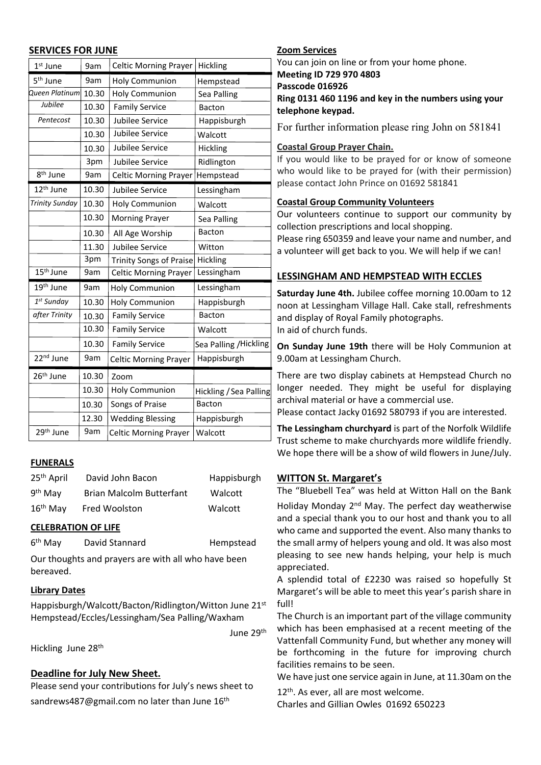## SERVICES FOR JUNE

| | | | |
|---|---|---|---|
| 1st June | 9am | Celtic Morning Prayer | Hickling |
| 5th June | 9am | Holy Communion | Hempstead |
| *Queen Platinum* | 10.30 | Holy Communion | Sea Palling |
| *Jubilee* | 10.30 | Family Service | Bacton |
| *Pentecost* | 10.30 | Jubilee Service | Happisburgh |
| | 10.30 | Jubilee Service | Walcott |
| | 10.30 | Jubilee Service | Hickling |
| | 3pm | Jubilee Service | Ridlington |
| 8th June | 9am | Celtic Morning Prayer | Hempstead |
| 12th June | 10.30 | Jubilee Service | Lessingham |
| *Trinity Sunday* | 10.30 | Holy Communion | Walcott |
| | 10.30 | Morning Prayer | Sea Palling |
| | 10.30 | All Age Worship | Bacton |
| | 11.30 | Jubilee Service | Witton |
| | 3pm | Trinity Songs of Praise | Hickling |
| 15th June | 9am | Celtic Morning Prayer | Lessingham |
| 19th June | 9am | Holy Communion | Lessingham |
| *1st Sunday* | 10.30 | Holy Communion | Happisburgh |
| *after Trinity* | 10.30 | Family Service | Bacton |
| | 10.30 | Family Service | Walcott |
| | 10.30 | Family Service | Sea Palling /Hickling |
| 22nd June | 9am | Celtic Morning Prayer | Happisburgh |
| 26th June | 10.30 | Zoom | |
| | 10.30 | Holy Communion | Hickling / Sea Palling |
| | 10.30 | Songs of Praise | Bacton |
| | 12.30 | Wedding Blessing | Happisburgh |
| 29th June | 9am | Celtic Morning Prayer | Walcott |

### FUNERALS

| | | |
|---|---|---|
| 25th April | David John Bacon | Happisburgh |
| 9th May | Brian Malcolm Butterfant | Walcott |
| 16th May | Fred Woolston | Walcott |

### CELEBRATION OF LIFE

| | | |
|---|---|---|
| 6th May | David Stannard | Hempstead |

Our thoughts and prayers are with all who have been bereaved.

### Library Dates

Happisburgh/Walcott/Bacton/Ridlington/Witton June 21st
Hempstead/Eccles/Lessingham/Sea Palling/Waxham June 29th

Hickling June 28th

### Deadline for July New Sheet.

Please send your contributions for July's news sheet to sandrews487@gmail.com no later than June 16th

### Zoom Services

You can join on line or from your home phone.
**Meeting ID 729 970 4803**
**Passcode 016926**
**Ring 0131 460 1196 and key in the numbers using your telephone keypad.**

For further information please ring John on 581841

### Coastal Group Prayer Chain.

If you would like to be prayed for or know of someone who would like to be prayed for (with their permission) please contact John Prince on 01692 581841

### Coastal Group Community Volunteers

Our volunteers continue to support our community by collection prescriptions and local shopping.
Please ring 650359 and leave your name and number, and a volunteer will get back to you. We will help if we can!

## LESSINGHAM AND HEMPSTEAD WITH ECCLES

**Saturday June 4th.** Jubilee coffee morning 10.00am to 12 noon at Lessingham Village Hall. Cake stall, refreshments and display of Royal Family photographs.
In aid of church funds.

**On Sunday June 19th** there will be Holy Communion at 9.00am at Lessingham Church.

There are two display cabinets at Hempstead Church no longer needed. They might be useful for displaying archival material or have a commercial use.
Please contact Jacky 01692 580793 if you are interested.

**The Lessingham churchyard** is part of the Norfolk Wildlife Trust scheme to make churchyards more wildlife friendly. We hope there will be a show of wild flowers in June/July.

## WITTON St. Margaret's

The "Bluebell Tea" was held at Witton Hall on the Bank Holiday Monday 2nd May. The perfect day weatherwise and a special thank you to our host and thank you to all who came and supported the event. Also many thanks to the small army of helpers young and old. It was also most pleasing to see new hands helping, your help is much appreciated.
A splendid total of £2230 was raised so hopefully St Margaret's will be able to meet this year's parish share in full!
The Church is an important part of the village community which has been emphasised at a recent meeting of the Vattenfall Community Fund, but whether any money will be forthcoming in the future for improving church facilities remains to be seen.
We have just one service again in June, at 11.30am on the 12th. As ever, all are most welcome.
Charles and Gillian Owles 01692 650223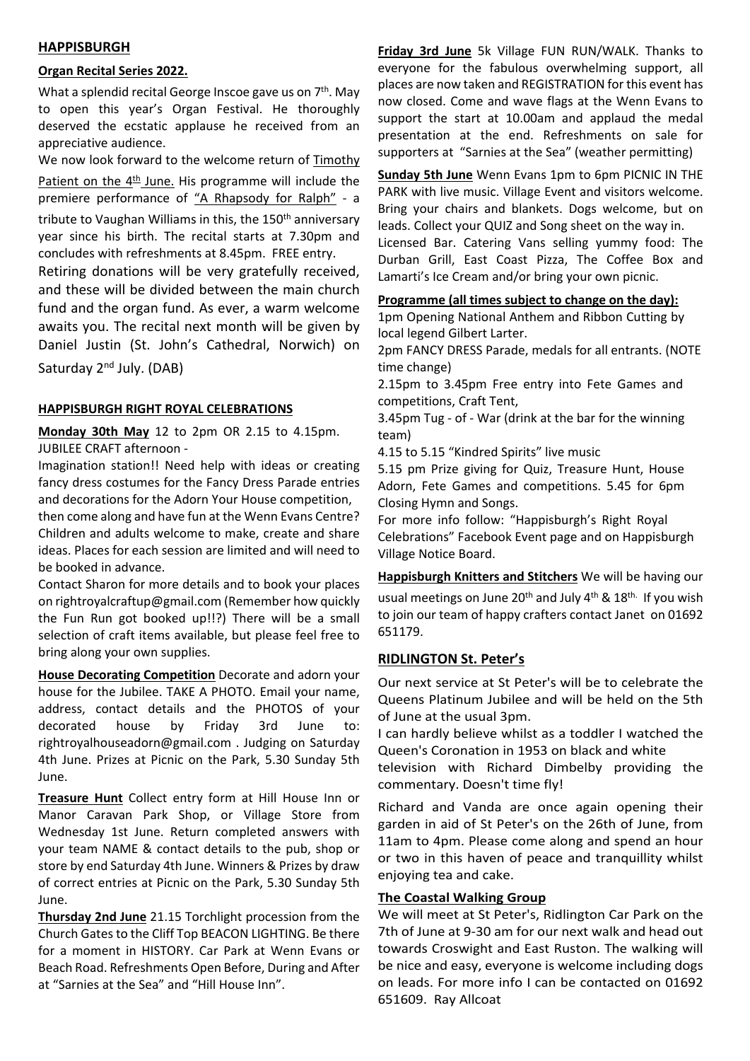## HAPPISBURGH

### Organ Recital Series 2022.

What a splendid recital George Inscoe gave us on 7th. May to open this year's Organ Festival. He thoroughly deserved the ecstatic applause he received from an appreciative audience.

We now look forward to the welcome return of Timothy Patient on the 4th June. His programme will include the premiere performance of "A Rhapsody for Ralph" - a tribute to Vaughan Williams in this, the 150th anniversary year since his birth. The recital starts at 7.30pm and concludes with refreshments at 8.45pm. FREE entry.

Retiring donations will be very gratefully received, and these will be divided between the main church fund and the organ fund. As ever, a warm welcome awaits you. The recital next month will be given by Daniel Justin (St. John's Cathedral, Norwich) on Saturday 2nd July. (DAB)

### HAPPISBURGH RIGHT ROYAL CELEBRATIONS

**Monday 30th May** 12 to 2pm OR 2.15 to 4.15pm. JUBILEE CRAFT afternoon -

Imagination station!! Need help with ideas or creating fancy dress costumes for the Fancy Dress Parade entries and decorations for the Adorn Your House competition, then come along and have fun at the Wenn Evans Centre? Children and adults welcome to make, create and share ideas. Places for each session are limited and will need to be booked in advance.

Contact Sharon for more details and to book your places on rightroyalcraftup@gmail.com (Remember how quickly the Fun Run got booked up!!?) There will be a small selection of craft items available, but please feel free to bring along your own supplies.

**House Decorating Competition** Decorate and adorn your house for the Jubilee. TAKE A PHOTO. Email your name, address, contact details and the PHOTOS of your decorated house by Friday 3rd June to: rightroyalhouseadorn@gmail.com . Judging on Saturday 4th June. Prizes at Picnic on the Park, 5.30 Sunday 5th June.

**Treasure Hunt** Collect entry form at Hill House Inn or Manor Caravan Park Shop, or Village Store from Wednesday 1st June. Return completed answers with your team NAME & contact details to the pub, shop or store by end Saturday 4th June. Winners & Prizes by draw of correct entries at Picnic on the Park, 5.30 Sunday 5th June.

**Thursday 2nd June** 21.15 Torchlight procession from the Church Gates to the Cliff Top BEACON LIGHTING. Be there for a moment in HISTORY. Car Park at Wenn Evans or Beach Road. Refreshments Open Before, During and After at "Sarnies at the Sea" and "Hill House Inn".

**Friday 3rd June** 5k Village FUN RUN/WALK. Thanks to everyone for the fabulous overwhelming support, all places are now taken and REGISTRATION for this event has now closed. Come and wave flags at the Wenn Evans to support the start at 10.00am and applaud the medal presentation at the end. Refreshments on sale for supporters at "Sarnies at the Sea" (weather permitting)

**Sunday 5th June** Wenn Evans 1pm to 6pm PICNIC IN THE PARK with live music. Village Event and visitors welcome. Bring your chairs and blankets. Dogs welcome, but on leads. Collect your QUIZ and Song sheet on the way in.

Licensed Bar. Catering Vans selling yummy food: The Durban Grill, East Coast Pizza, The Coffee Box and Lamarti's Ice Cream and/or bring your own picnic.

**Programme (all times subject to change on the day):**

1pm Opening National Anthem and Ribbon Cutting by local legend Gilbert Larter.

2pm FANCY DRESS Parade, medals for all entrants. (NOTE time change)

2.15pm to 3.45pm Free entry into Fete Games and competitions, Craft Tent,

3.45pm Tug - of - War (drink at the bar for the winning team)

4.15 to 5.15 "Kindred Spirits" live music

5.15 pm Prize giving for Quiz, Treasure Hunt, House Adorn, Fete Games and competitions. 5.45 for 6pm Closing Hymn and Songs.

For more info follow: "Happisburgh's Right Royal Celebrations" Facebook Event page and on Happisburgh Village Notice Board.

**Happisburgh Knitters and Stitchers** We will be having our usual meetings on June 20th and July 4th & 18th. If you wish to join our team of happy crafters contact Janet on 01692 651179.

## RIDLINGTON St. Peter's

Our next service at St Peter's will be to celebrate the Queens Platinum Jubilee and will be held on the 5th of June at the usual 3pm.

I can hardly believe whilst as a toddler I watched the Queen's Coronation in 1953 on black and white television with Richard Dimbelby providing the commentary. Doesn't time fly!

Richard and Vanda are once again opening their garden in aid of St Peter's on the 26th of June, from 11am to 4pm. Please come along and spend an hour or two in this haven of peace and tranquillity whilst enjoying tea and cake.

### The Coastal Walking Group

We will meet at St Peter's, Ridlington Car Park on the 7th of June at 9-30 am for our next walk and head out towards Croswight and East Ruston. The walking will be nice and easy, everyone is welcome including dogs on leads. For more info I can be contacted on 01692 651609. Ray Allcoat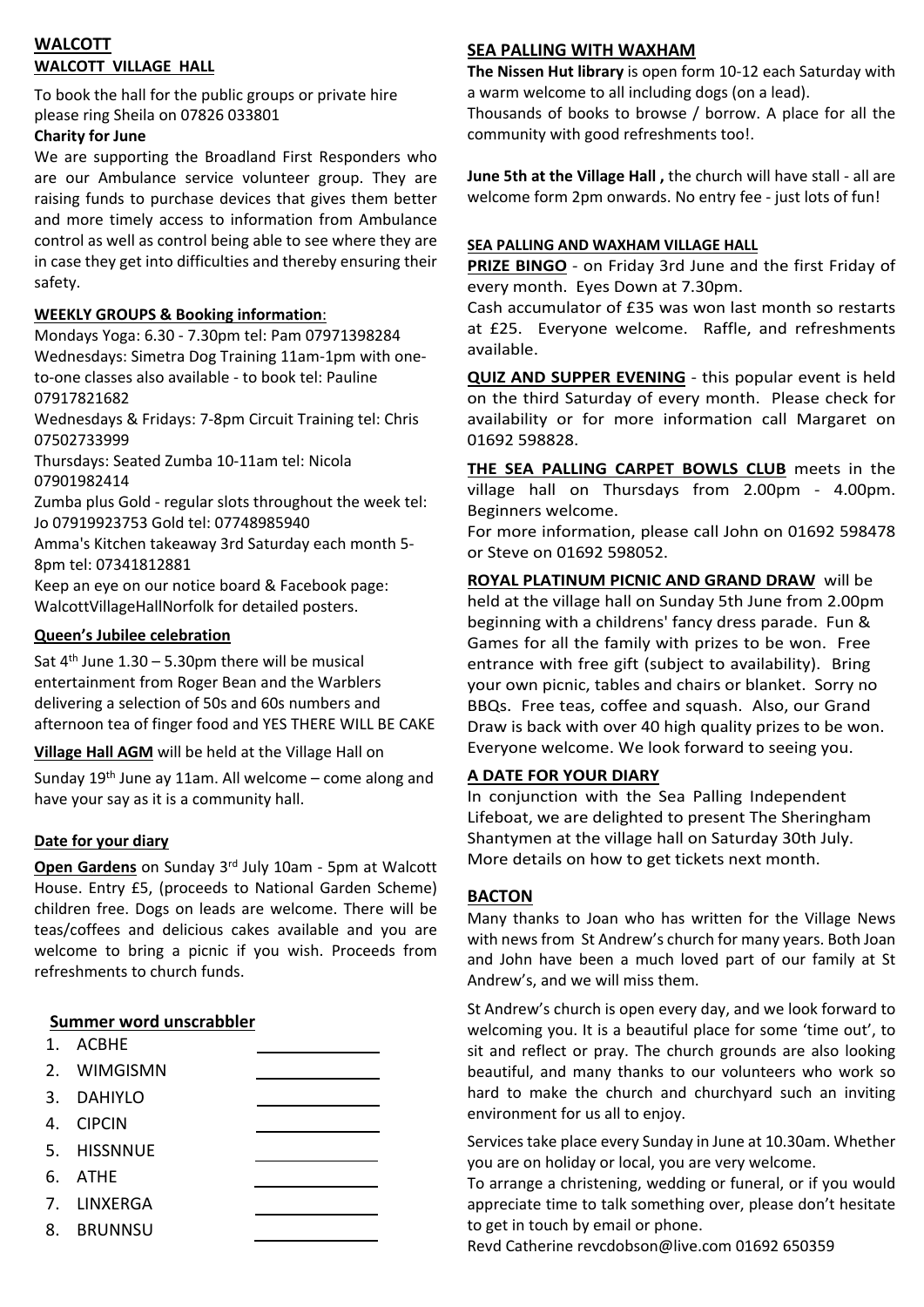## WALCOTT

### WALCOTT VILLAGE HALL

To book the hall for the public groups or private hire please ring Sheila on 07826 033801

**Charity for June**

We are supporting the Broadland First Responders who are our Ambulance service volunteer group. They are raising funds to purchase devices that gives them better and more timely access to information from Ambulance control as well as control being able to see where they are in case they get into difficulties and thereby ensuring their safety.

**WEEKLY GROUPS & Booking information**:

Mondays Yoga: 6.30 - 7.30pm tel: Pam 07971398284
Wednesdays: Simetra Dog Training 11am-1pm with one-to-one classes also available - to book tel: Pauline 07917821682
Wednesdays & Fridays: 7-8pm Circuit Training tel: Chris 07502733999
Thursdays: Seated Zumba 10-11am tel: Nicola 07901982414
Zumba plus Gold - regular slots throughout the week tel: Jo 07919923753 Gold tel: 07748985940
Amma's Kitchen takeaway 3rd Saturday each month 5-8pm tel: 07341812881
Keep an eye on our notice board & Facebook page: WalcottVillageHallNorfolk for detailed posters.

**Queen's Jubilee celebration**

Sat 4th June 1.30 – 5.30pm there will be musical entertainment from Roger Bean and the Warblers delivering a selection of 50s and 60s numbers and afternoon tea of finger food and YES THERE WILL BE CAKE

**Village Hall AGM** will be held at the Village Hall on Sunday 19th June ay 11am. All welcome – come along and have your say as it is a community hall.

**Date for your diary**

**Open Gardens** on Sunday 3rd July 10am - 5pm at Walcott House. Entry £5, (proceeds to National Garden Scheme) children free. Dogs on leads are welcome. There will be teas/coffees and delicious cakes available and you are welcome to bring a picnic if you wish. Proceeds from refreshments to church funds.

**Summer word unscrabbler**

1. ACBHE \_\_\_\_\_\_\_\_\_\_
2. WIMGISMN \_\_\_\_\_\_\_\_\_\_
3. DAHIYLO \_\_\_\_\_\_\_\_\_\_
4. CIPCIN \_\_\_\_\_\_\_\_\_\_
5. HISSNNUE \_\_\_\_\_\_\_\_\_\_
6. ATHE \_\_\_\_\_\_\_\_\_\_
7. LINXERGA \_\_\_\_\_\_\_\_\_\_
8. BRUNNSU \_\_\_\_\_\_\_\_\_\_

## SEA PALLING WITH WAXHAM

**The Nissen Hut library** is open form 10-12 each Saturday with a warm welcome to all including dogs (on a lead).
Thousands of books to browse / borrow. A place for all the community with good refreshments too!.

**June 5th at the Village Hall ,** the church will have stall - all are welcome form 2pm onwards. No entry fee - just lots of fun!

### SEA PALLING AND WAXHAM VILLAGE HALL

**PRIZE BINGO** - on Friday 3rd June and the first Friday of every month. Eyes Down at 7.30pm.
Cash accumulator of £35 was won last month so restarts at £25. Everyone welcome. Raffle, and refreshments available.

**QUIZ AND SUPPER EVENING** - this popular event is held on the third Saturday of every month. Please check for availability or for more information call Margaret on 01692 598828.

**THE SEA PALLING CARPET BOWLS CLUB** meets in the village hall on Thursdays from 2.00pm - 4.00pm. Beginners welcome.
For more information, please call John on 01692 598478 or Steve on 01692 598052.

**ROYAL PLATINUM PICNIC AND GRAND DRAW** will be held at the village hall on Sunday 5th June from 2.00pm beginning with a childrens' fancy dress parade. Fun & Games for all the family with prizes to be won. Free entrance with free gift (subject to availability). Bring your own picnic, tables and chairs or blanket. Sorry no BBQs. Free teas, coffee and squash. Also, our Grand Draw is back with over 40 high quality prizes to be won. Everyone welcome. We look forward to seeing you.

**A DATE FOR YOUR DIARY**

In conjunction with the Sea Palling Independent Lifeboat, we are delighted to present The Sheringham Shantymen at the village hall on Saturday 30th July. More details on how to get tickets next month.

## BACTON

Many thanks to Joan who has written for the Village News with news from St Andrew's church for many years. Both Joan and John have been a much loved part of our family at St Andrew's, and we will miss them.

St Andrew's church is open every day, and we look forward to welcoming you. It is a beautiful place for some 'time out', to sit and reflect or pray. The church grounds are also looking beautiful, and many thanks to our volunteers who work so hard to make the church and churchyard such an inviting environment for us all to enjoy.

Services take place every Sunday in June at 10.30am. Whether you are on holiday or local, you are very welcome.
To arrange a christening, wedding or funeral, or if you would appreciate time to talk something over, please don't hesitate to get in touch by email or phone.
Revd Catherine revcdobson@live.com 01692 650359